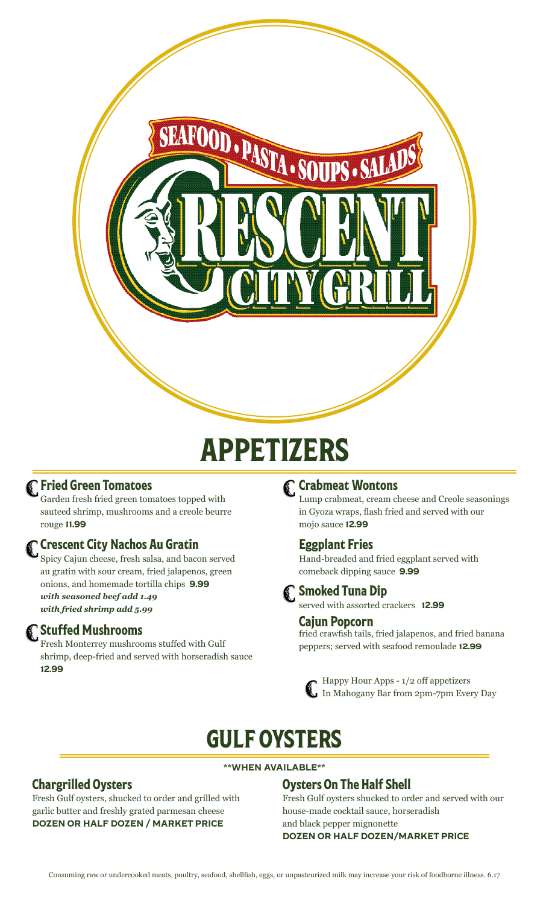SEAFOOD • PASTA • SOUPS • SALADS

# CRESCENT CITY GRILL

## APPETIZERS

### Fried Green Tomatoes
Garden fresh fried green tomatoes topped with sauteed shrimp, mushrooms and a creole beurre rouge **11.99**

### Crescent City Nachos Au Gratin
Spicy Cajun cheese, fresh salsa, and bacon served au gratin with sour cream, fried jalapenos, green onions, and homemade tortilla chips **9.99**
***with seasoned beef add 1.49***
***with fried shrimp add 5.99***

### Stuffed Mushrooms
Fresh Monterrey mushrooms stuffed with Gulf shrimp, deep-fried and served with horseradish sauce **12.99**

### Crabmeat Wontons
Lump crabmeat, cream cheese and Creole seasonings in Gyoza wraps, flash fried and served with our mojo sauce **12.99**

### Eggplant Fries
Hand-breaded and fried eggplant served with comeback dipping sauce **9.99**

### Smoked Tuna Dip
served with assorted crackers **12.99**

### Cajun Popcorn
fried crawfish tails, fried jalapenos, and fried banana peppers; served with seafood remoulade **12.99**

Happy Hour Apps - 1/2 off appetizers
In Mahogany Bar from 2pm-7pm Every Day

## GULF OYSTERS

**\*\*WHEN AVAILABLE\*\***

### Chargrilled Oysters
Fresh Gulf oysters, shucked to order and grilled with garlic butter and freshly grated parmesan cheese
**DOZEN OR HALF DOZEN / MARKET PRICE**

### Oysters On The Half Shell
Fresh Gulf oysters shucked to order and served with our house-made cocktail sauce, horseradish and black pepper mignonette
**DOZEN OR HALF DOZEN/MARKET PRICE**

Consuming raw or undercooked meats, poultry, seafood, shellfish, eggs, or unpasteurized milk may increase your risk of foodborne illness. 6.17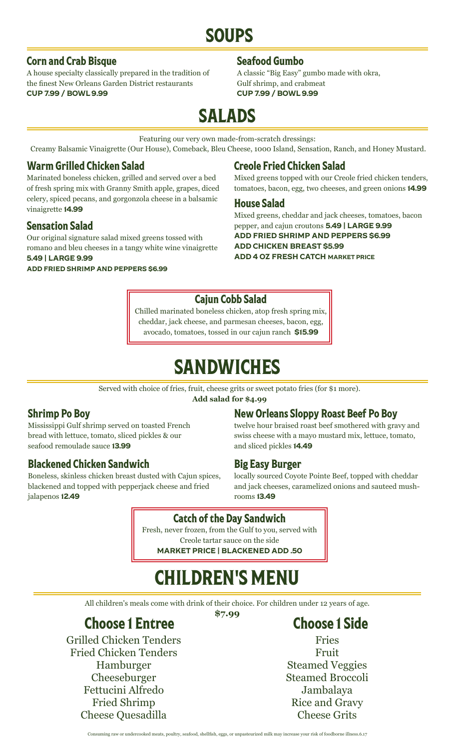# SOUPS

### Corn and Crab Bisque

A house specialty classically prepared in the tradition of the finest New Orleans Garden District restaurants
**CUP 7.99 / BOWL 9.99**

### Seafood Gumbo

A classic "Big Easy" gumbo made with okra, Gulf shrimp, and crabmeat
**CUP 7.99 / BOWL 9.99**

# SALADS

Featuring our very own made-from-scratch dressings:
Creamy Balsamic Vinaigrette (Our House), Comeback, Bleu Cheese, 1000 Island, Sensation, Ranch, and Honey Mustard.

### Warm Grilled Chicken Salad

Marinated boneless chicken, grilled and served over a bed of fresh spring mix with Granny Smith apple, grapes, diced celery, spiced pecans, and gorgonzola cheese in a balsamic vinaigrette **14.99**

### Sensation Salad

Our original signature salad mixed greens tossed with romano and bleu cheeses in a tangy white wine vinaigrette
**5.49 | LARGE 9.99**
**ADD FRIED SHRIMP AND PEPPERS $6.99**

### Creole Fried Chicken Salad

Mixed greens topped with our Creole fried chicken tenders, tomatoes, bacon, egg, two cheeses, and green onions **14.99**

### House Salad

Mixed greens, cheddar and jack cheeses, tomatoes, bacon pepper, and cajun croutons **5.49 | LARGE 9.99**
**ADD FRIED SHRIMP AND PEPPERS $6.99**
**ADD CHICKEN BREAST $5.99**
**ADD 4 OZ FRESH CATCH MARKET PRICE**

### Cajun Cobb Salad

Chilled marinated boneless chicken, atop fresh spring mix, cheddar, jack cheese, and parmesan cheeses, bacon, egg, avocado, tomatoes, tossed in our cajun ranch **$15.99**

# SANDWICHES

Served with choice of fries, fruit, cheese grits or sweet potato fries (for $1 more).
**Add salad for $4.99**

### Shrimp Po Boy

Mississippi Gulf shrimp served on toasted French bread with lettuce, tomato, sliced pickles & our seafood remoulade sauce **13.99**

### Blackened Chicken Sandwich

Boneless, skinless chicken breast dusted with Cajun spices, blackened and topped with pepperjack cheese and fried jalapenos **12.49**

### New Orleans Sloppy Roast Beef Po Boy

twelve hour braised roast beef smothered with gravy and swiss cheese with a mayo mustard mix, lettuce, tomato, and sliced pickles **14.49**

### Big Easy Burger

locally sourced Coyote Pointe Beef, topped with cheddar and jack cheeses, caramelized onions and sauteed mushrooms **13.49**

### Catch of the Day Sandwich

Fresh, never frozen, from the Gulf to you, served with Creole tartar sauce on the side
**MARKET PRICE | BLACKENED ADD .50**

# CHILDREN'S MENU

All children's meals come with drink of their choice. For children under 12 years of age.

**$7.99**

## Choose 1 Entree

Grilled Chicken Tenders
Fried Chicken Tenders
Hamburger
Cheeseburger
Fettucini Alfredo
Fried Shrimp
Cheese Quesadilla

## Choose 1 Side

Fries
Fruit
Steamed Veggies
Steamed Broccoli
Jambalaya
Rice and Gravy
Cheese Grits

Consuming raw or undercooked meats, poultry, seafood, shellfish, eggs, or unpasteurized milk may increase your risk of foodborne illness.6.17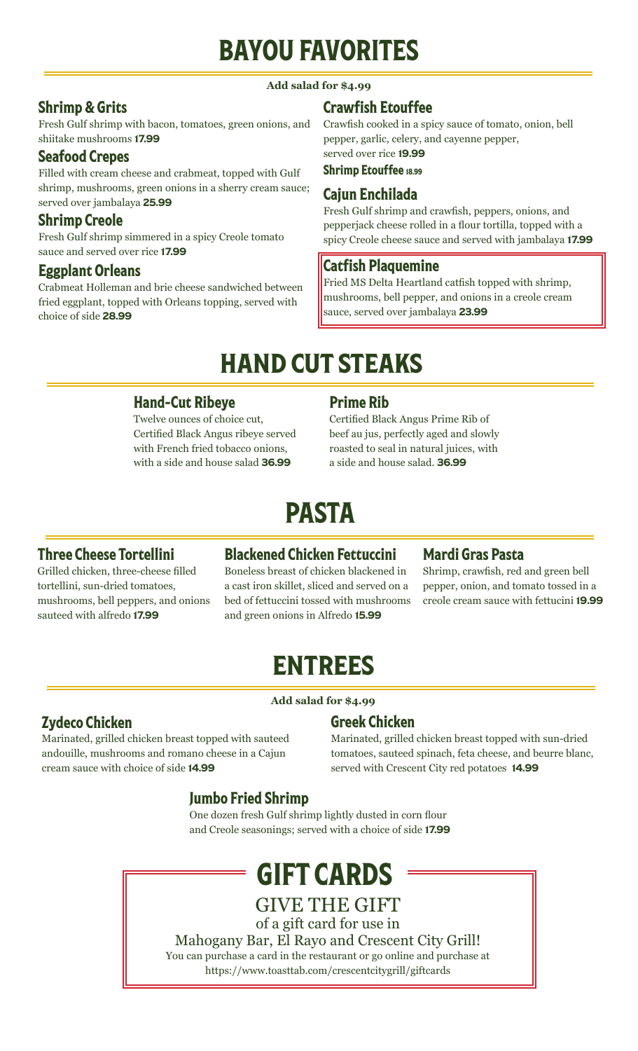# BAYOU FAVORITES

**Add salad for $4.99**

### Shrimp & Grits

Fresh Gulf shrimp with bacon, tomatoes, green onions, and shiitake mushrooms **17.99**

### Seafood Crepes

Filled with cream cheese and crabmeat, topped with Gulf shrimp, mushrooms, green onions in a sherry cream sauce; served over jambalaya **25.99**

### Shrimp Creole

Fresh Gulf shrimp simmered in a spicy Creole tomato sauce and served over rice **17.99**

### Eggplant Orleans

Crabmeat Holleman and brie cheese sandwiched between fried eggplant, topped with Orleans topping, served with choice of side **28.99**

### Crawfish Etouffee

Crawfish cooked in a spicy sauce of tomato, onion, bell pepper, garlic, celery, and cayenne pepper, served over rice **19.99**

**Shrimp Etouffee 18.99**

### Cajun Enchilada

Fresh Gulf shrimp and crawfish, peppers, onions, and pepperjack cheese rolled in a flour tortilla, topped with a spicy Creole cheese sauce and served with jambalaya **17.99**

### Catfish Plaquemine

Fried MS Delta Heartland catfish topped with shrimp, mushrooms, bell pepper, and onions in a creole cream sauce, served over jambalaya **23.99**

# HAND CUT STEAKS

### Hand-Cut Ribeye

Twelve ounces of choice cut, Certified Black Angus ribeye served with French fried tobacco onions, with a side and house salad **36.99**

### Prime Rib

Certified Black Angus Prime Rib of beef au jus, perfectly aged and slowly roasted to seal in natural juices, with a side and house salad. **36.99**

# PASTA

### Three Cheese Tortellini

Grilled chicken, three-cheese filled tortellini, sun-dried tomatoes, mushrooms, bell peppers, and onions sauteed with alfredo **17.99**

### Blackened Chicken Fettuccini

Boneless breast of chicken blackened in a cast iron skillet, sliced and served on a bed of fettuccini tossed with mushrooms and green onions in Alfredo **15.99**

### Mardi Gras Pasta

Shrimp, crawfish, red and green bell pepper, onion, and tomato tossed in a creole cream sauce with fettucini **19.99**

# ENTREES

**Add salad for $4.99**

### Zydeco Chicken

Marinated, grilled chicken breast topped with sauteed andouille, mushrooms and romano cheese in a Cajun cream sauce with choice of side **14.99**

### Greek Chicken

Marinated, grilled chicken breast topped with sun-dried tomatoes, sauteed spinach, feta cheese, and beurre blanc, served with Crescent City red potatoes **14.99**

### Jumbo Fried Shrimp

One dozen fresh Gulf shrimp lightly dusted in corn flour and Creole seasonings; served with a choice of side **17.99**

# GIFT CARDS

GIVE THE GIFT

of a gift card for use in

Mahogany Bar, El Rayo and Crescent City Grill!

You can purchase a card in the restaurant or go online and purchase at https://www.toasttab.com/crescentcitygrill/giftcards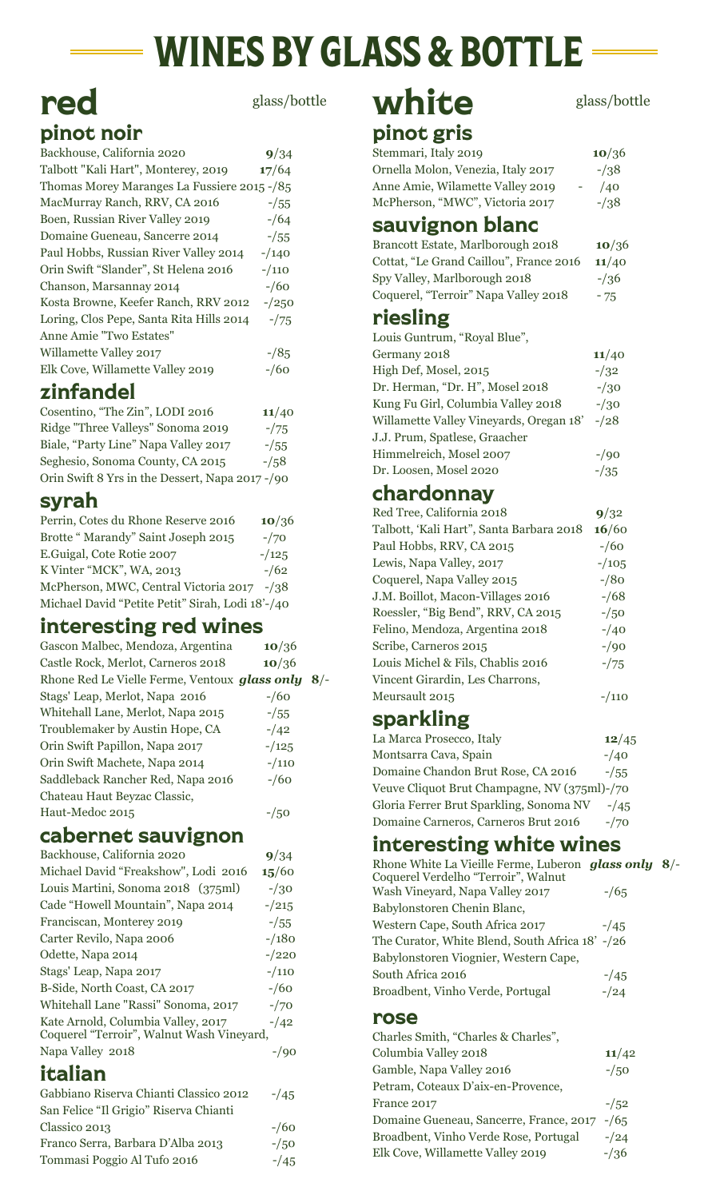# WINES BY GLASS & BOTTLE

## red

glass/bottle

### pinot noir

| Wine | glass/bottle |
|---|---|
| Backhouse, California 2020 | **9**/34 |
| Talbott "Kali Hart", Monterey, 2019 | **17**/64 |
| Thomas Morey Maranges La Fussiere 2015 | -/85 |
| MacMurray Ranch, RRV, CA 2016 | -/55 |
| Boen, Russian River Valley 2019 | -/64 |
| Domaine Gueneau, Sancerre 2014 | -/55 |
| Paul Hobbs, Russian River Valley 2014 | -/140 |
| Orin Swift "Slander", St Helena 2016 | -/110 |
| Chanson, Marsannay 2014 | -/60 |
| Kosta Browne, Keefer Ranch, RRV 2012 | -/250 |
| Loring, Clos Pepe, Santa Rita Hills 2014 | -/75 |
| Anne Amie "Two Estates" Willamette Valley 2017 | -/85 |
| Elk Cove, Willamette Valley 2019 | -/60 |

### zinfandel

| Wine | glass/bottle |
|---|---|
| Cosentino, "The Zin", LODI 2016 | **11**/40 |
| Ridge "Three Valleys" Sonoma 2019 | -/75 |
| Biale, "Party Line" Napa Valley 2017 | -/55 |
| Seghesio, Sonoma County, CA 2015 | -/58 |
| Orin Swift 8 Yrs in the Dessert, Napa 2017 | -/90 |

### syrah

| Wine | glass/bottle |
|---|---|
| Perrin, Cotes du Rhone Reserve 2016 | **10**/36 |
| Brotte " Marandy" Saint Joseph 2015 | -/70 |
| E.Guigal, Cote Rotie 2007 | -/125 |
| K Vinter "MCK", WA, 2013 | -/62 |
| McPherson, MWC, Central Victoria 2017 | -/38 |
| Michael David "Petite Petit" Sirah, Lodi 18' | -/40 |

### interesting red wines

| Wine | glass/bottle |
|---|---|
| Gascon Malbec, Mendoza, Argentina | **10**/36 |
| Castle Rock, Merlot, Carneros 2018 | **10**/36 |
| Rhone Red Le Vielle Ferme, Ventoux ***glass only*** | **8**/- |
| Stags' Leap, Merlot, Napa 2016 | -/60 |
| Whitehall Lane, Merlot, Napa 2015 | -/55 |
| Troublemaker by Austin Hope, CA | -/42 |
| Orin Swift Papillon, Napa 2017 | -/125 |
| Orin Swift Machete, Napa 2014 | -/110 |
| Saddleback Rancher Red, Napa 2016 | -/60 |
| Chateau Haut Beyzac Classic, Haut-Medoc 2015 | -/50 |

### cabernet sauvignon

| Wine | glass/bottle |
|---|---|
| Backhouse, California 2020 | **9**/34 |
| Michael David "Freakshow", Lodi 2016 | **15**/60 |
| Louis Martini, Sonoma 2018 (375ml) | -/30 |
| Cade "Howell Mountain", Napa 2014 | -/215 |
| Franciscan, Monterey 2019 | -/55 |
| Carter Revilo, Napa 2006 | -/180 |
| Odette, Napa 2014 | -/220 |
| Stags' Leap, Napa 2017 | -/110 |
| B-Side, North Coast, CA 2017 | -/60 |
| Whitehall Lane "Rassi" Sonoma, 2017 | -/70 |
| Kate Arnold, Columbia Valley, 2017 | -/42 |
| Coquerel "Terroir", Walnut Wash Vineyard, Napa Valley 2018 | -/90 |

### italian

| Wine | glass/bottle |
|---|---|
| Gabbiano Riserva Chianti Classico 2012 | -/45 |
| San Felice "Il Grigio" Riserva Chianti Classico 2013 | -/60 |
| Franco Serra, Barbara D'Alba 2013 | -/50 |
| Tommasi Poggio Al Tufo 2016 | -/45 |

## white

glass/bottle

### pinot gris

| Wine | glass/bottle |
|---|---|
| Stemmari, Italy 2019 | **10**/36 |
| Ornella Molon, Venezia, Italy 2017 | -/38 |
| Anne Amie, Wilamette Valley 2019 | -/40 |
| McPherson, "MWC", Victoria 2017 | -/38 |

### sauvignon blanc

| Wine | glass/bottle |
|---|---|
| Brancott Estate, Marlborough 2018 | **10**/36 |
| Cottat, "Le Grand Caillou", France 2016 | **11**/40 |
| Spy Valley, Marlborough 2018 | -/36 |
| Coquerel, "Terroir" Napa Valley 2018 | - 75 |

### riesling

| Wine | glass/bottle |
|---|---|
| Louis Guntrum, "Royal Blue", Germany 2018 | **11**/40 |
| High Def, Mosel, 2015 | -/32 |
| Dr. Herman, "Dr. H", Mosel 2018 | -/30 |
| Kung Fu Girl, Columbia Valley 2018 | -/30 |
| Willamette Valley Vineyards, Oregan 18' | -/28 |
| J.J. Prum, Spatlese, Graacher Himmelreich, Mosel 2007 | -/90 |
| Dr. Loosen, Mosel 2020 | -/35 |

### chardonnay

| Wine | glass/bottle |
|---|---|
| Red Tree, California 2018 | **9**/32 |
| Talbott, 'Kali Hart", Santa Barbara 2018 | **16**/60 |
| Paul Hobbs, RRV, CA 2015 | -/60 |
| Lewis, Napa Valley, 2017 | -/105 |
| Coquerel, Napa Valley 2015 | -/80 |
| J.M. Boillot, Macon-Villages 2016 | -/68 |
| Roessler, "Big Bend", RRV, CA 2015 | -/50 |
| Felino, Mendoza, Argentina 2018 | -/40 |
| Scribe, Carneros 2015 | -/90 |
| Louis Michel & Fils, Chablis 2016 | -/75 |
| Vincent Girardin, Les Charrons, Meursault 2015 | -/110 |

### sparkling

| Wine | glass/bottle |
|---|---|
| La Marca Prosecco, Italy | **12**/45 |
| Montsarra Cava, Spain | -/40 |
| Domaine Chandon Brut Rose, CA 2016 | -/55 |
| Veuve Cliquot Brut Champagne, NV (375ml) | -/70 |
| Gloria Ferrer Brut Sparkling, Sonoma NV | -/45 |
| Domaine Carneros, Carneros Brut 2016 | -/70 |

### interesting white wines

| Wine | glass/bottle |
|---|---|
| Rhone White La Vieille Ferme, Luberon ***glass only*** | **8**/- |
| Coquerel Verdelho "Terroir", Walnut Wash Vineyard, Napa Valley 2017 | -/65 |
| Babylonstoren Chenin Blanc, Western Cape, South Africa 2017 | -/45 |
| The Curator, White Blend, South Africa 18' | -/26 |
| Babylonstoren Viognier, Western Cape, South Africa 2016 | -/45 |
| Broadbent, Vinho Verde, Portugal | -/24 |

### rose

| Wine | glass/bottle |
|---|---|
| Charles Smith, "Charles & Charles", Columbia Valley 2018 | **11**/42 |
| Gamble, Napa Valley 2016 | -/50 |
| Petram, Coteaux D'aix-en-Provence, France 2017 | -/52 |
| Domaine Gueneau, Sancerre, France, 2017 | -/65 |
| Broadbent, Vinho Verde Rose, Portugal | -/24 |
| Elk Cove, Willamette Valley 2019 | -/36 |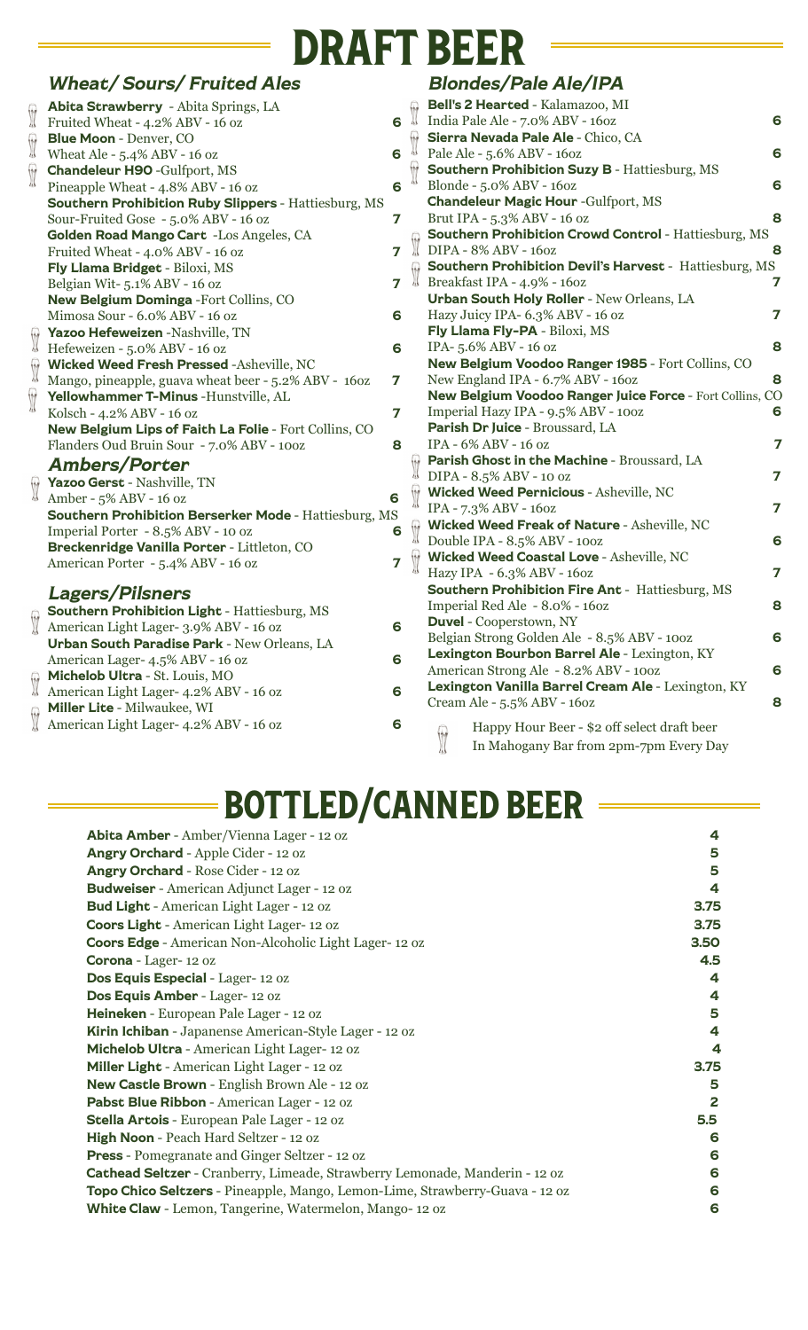# DRAFT BEER

## *Wheat/ Sours/ Fruited Ales*

**Abita Strawberry** - Abita Springs, LA
Fruited Wheat - 4.2% ABV - 16 oz — 6

**Blue Moon** - Denver, CO
Wheat Ale - 5.4% ABV - 16 oz — 6

**Chandeleur H90** -Gulfport, MS
Pineapple Wheat - 4.8% ABV - 16 oz — 6

**Southern Prohibition Ruby Slippers** - Hattiesburg, MS
Sour-Fruited Gose - 5.0% ABV - 16 oz — 7

**Golden Road Mango Cart** -Los Angeles, CA
Fruited Wheat - 4.0% ABV - 16 oz — 7

**Fly Llama Bridget** - Biloxi, MS
Belgian Wit- 5.1% ABV - 16 oz — 7

**New Belgium Dominga** -Fort Collins, CO
Mimosa Sour - 6.0% ABV - 16 oz — 6

**Yazoo Hefeweizen** -Nashville, TN
Hefeweizen - 5.0% ABV - 16 oz — 6

**Wicked Weed Fresh Pressed** -Asheville, NC
Mango, pineapple, guava wheat beer - 5.2% ABV - 16oz — 7

**Yellowhammer T-Minus** -Hunstville, AL
Kolsch - 4.2% ABV - 16 oz — 7

**New Belgium Lips of Faith La Folie** - Fort Collins, CO
Flanders Oud Bruin Sour - 7.0% ABV - 10oz — 8

## *Ambers/Porter*

**Yazoo Gerst** - Nashville, TN
Amber - 5% ABV - 16 oz — 6

**Southern Prohibition Berserker Mode** - Hattiesburg, MS
Imperial Porter - 8.5% ABV - 10 oz — 6

**Breckenridge Vanilla Porter** - Littleton, CO
American Porter - 5.4% ABV - 16 oz — 7

## *Lagers/Pilsners*

**Southern Prohibition Light** - Hattiesburg, MS
American Light Lager- 3.9% ABV - 16 oz — 6

**Urban South Paradise Park** - New Orleans, LA
American Lager- 4.5% ABV - 16 oz — 6

**Michelob Ultra** - St. Louis, MO
American Light Lager- 4.2% ABV - 16 oz — 6

**Miller Lite** - Milwaukee, WI
American Light Lager- 4.2% ABV - 16 oz — 6

## *Blondes/Pale Ale/IPA*

**Bell's 2 Hearted** - Kalamazoo, MI
India Pale Ale - 7.0% ABV - 16oz — 6

**Sierra Nevada Pale Ale** - Chico, CA
Pale Ale - 5.6% ABV - 16oz — 6

**Southern Prohibition Suzy B** - Hattiesburg, MS
Blonde - 5.0% ABV - 16oz — 6

**Chandeleur Magic Hour** -Gulfport, MS
Brut IPA - 5.3% ABV - 16 oz — 8

**Southern Prohibition Crowd Control** - Hattiesburg, MS
DIPA - 8% ABV - 16oz — 8

**Southern Prohibition Devil's Harvest** - Hattiesburg, MS
Breakfast IPA - 4.9% - 16oz — 7

**Urban South Holy Roller** - New Orleans, LA
Hazy Juicy IPA- 6.3% ABV - 16 oz — 7

**Fly Llama Fly-PA** - Biloxi, MS
IPA- 5.6% ABV - 16 oz — 8

**New Belgium Voodoo Ranger 1985** - Fort Collins, CO
New England IPA - 6.7% ABV - 16oz — 8

**New Belgium Voodoo Ranger Juice Force** - Fort Collins, CO
Imperial Hazy IPA - 9.5% ABV - 10oz — 6

**Parish Dr Juice** - Broussard, LA
IPA - 6% ABV - 16 oz — 7

**Parish Ghost in the Machine** - Broussard, LA
DIPA - 8.5% ABV - 10 oz — 7

**Wicked Weed Pernicious** - Asheville, NC
IPA - 7.3% ABV - 16oz — 7

**Wicked Weed Freak of Nature** - Asheville, NC
Double IPA - 8.5% ABV - 10oz — 6

**Wicked Weed Coastal Love** - Asheville, NC
Hazy IPA - 6.3% ABV - 16oz — 7

**Southern Prohibition Fire Ant** - Hattiesburg, MS
Imperial Red Ale - 8.0% - 16oz — 8

**Duvel** - Cooperstown, NY
Belgian Strong Golden Ale - 8.5% ABV - 10oz — 6

**Lexington Bourbon Barrel Ale** - Lexington, KY
American Strong Ale - 8.2% ABV - 10oz — 6

**Lexington Vanilla Barrel Cream Ale** - Lexington, KY
Cream Ale - 5.5% ABV - 16oz — 8

Happy Hour Beer - $2 off select draft beer
In Mahogany Bar from 2pm-7pm Every Day

# BOTTLED/CANNED BEER

| Beer | Price |
|---|---|
| **Abita Amber** - Amber/Vienna Lager - 12 oz | 4 |
| **Angry Orchard** - Apple Cider - 12 oz | 5 |
| **Angry Orchard** - Rose Cider - 12 oz | 5 |
| **Budweiser** - American Adjunct Lager - 12 oz | 4 |
| **Bud Light** - American Light Lager - 12 oz | 3.75 |
| **Coors Light** - American Light Lager- 12 oz | 3.75 |
| **Coors Edge** - American Non-Alcoholic Light Lager- 12 oz | 3.50 |
| **Corona** - Lager- 12 oz | 4.5 |
| **Dos Equis Especial** - Lager- 12 oz | 4 |
| **Dos Equis Amber** - Lager- 12 oz | 4 |
| **Heineken** - European Pale Lager - 12 oz | 5 |
| **Kirin Ichiban** - Japanense American-Style Lager - 12 oz | 4 |
| **Michelob Ultra** - American Light Lager- 12 oz | 4 |
| **Miller Light** - American Light Lager - 12 oz | 3.75 |
| **New Castle Brown** - English Brown Ale - 12 oz | 5 |
| **Pabst Blue Ribbon** - American Lager - 12 oz | 2 |
| **Stella Artois** - European Pale Lager - 12 oz | 5.5 |
| **High Noon** - Peach Hard Seltzer - 12 oz | 6 |
| **Press** - Pomegranate and Ginger Seltzer - 12 oz | 6 |
| **Cathead Seltzer** - Cranberry, Limeade, Strawberry Lemonade, Manderin - 12 oz | 6 |
| **Topo Chico Seltzers** - Pineapple, Mango, Lemon-Lime, Strawberry-Guava - 12 oz | 6 |
| **White Claw** - Lemon, Tangerine, Watermelon, Mango- 12 oz | 6 |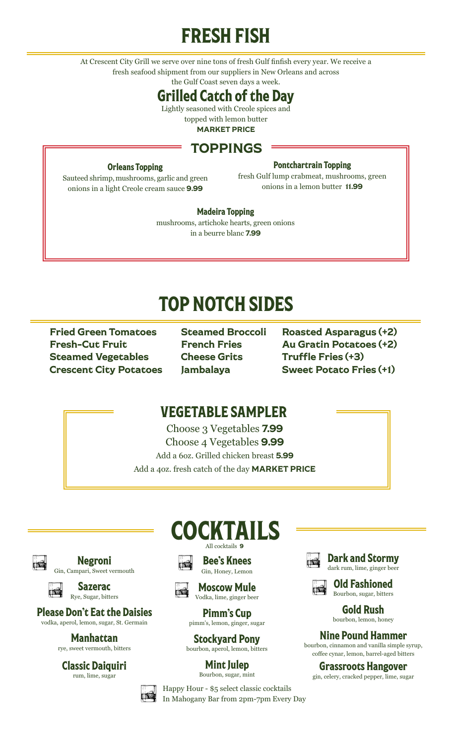# FRESH FISH

At Crescent City Grill we serve over nine tons of fresh Gulf finfish every year. We receive a fresh seafood shipment from our suppliers in New Orleans and across the Gulf Coast seven days a week.

## Grilled Catch of the Day

Lightly seasoned with Creole spices and topped with lemon butter

**MARKET PRICE**

## TOPPINGS

### Orleans Topping

Sauteed shrimp, mushrooms, garlic and green onions in a light Creole cream sauce **9.99**

### Pontchartrain Topping

fresh Gulf lump crabmeat, mushrooms, green onions in a lemon butter **11.99**

### Madeira Topping

mushrooms, artichoke hearts, green onions in a beurre blanc **7.99**

# TOP NOTCH SIDES

**Fried Green Tomatoes**
**Fresh-Cut Fruit**
**Steamed Vegetables**
**Crescent City Potatoes**
**Steamed Broccoli**
**French Fries**
**Cheese Grits**
**Jambalaya**
**Roasted Asparagus (+2)**
**Au Gratin Potatoes (+2)**
**Truffle Fries (+3)**
**Sweet Potato Fries (+1)**

## VEGETABLE SAMPLER

Choose 3 Vegetables **7.99**

Choose 4 Vegetables **9.99**

Add a 6oz. Grilled chicken breast **5.99**

Add a 4oz. fresh catch of the day **MARKET PRICE**

# COCKTAILS

All cocktails **9**

### Negroni
Gin, Campari, Sweet vermouth

### Sazerac
Rye, Sugar, bitters

### Please Don't Eat the Daisies
vodka, aperol, lemon, sugar, St. Germain

### Manhattan
rye, sweet vermouth, bitters

### Classic Daiquiri
rum, lime, sugar

### Bee's Knees
Gin, Honey, Lemon

### Moscow Mule
Vodka, lime, ginger beer

### Pimm's Cup
pimm's, lemon, ginger, sugar

### Stockyard Pony
bourbon, aperol, lemon, bitters

### Mint Julep
Bourbon, sugar, mint

### Dark and Stormy
dark rum, lime, ginger beer

### Old Fashioned
Bourbon, sugar, bitters

### Gold Rush
bourbon, lemon, honey

### Nine Pound Hammer
bourbon, cinnamon and vanilla simple syrup, coffee cynar, lemon, barrel-aged bitters

### Grassroots Hangover
gin, celery, cracked pepper, lime, sugar

Happy Hour - $5 select classic cocktails
In Mahogany Bar from 2pm-7pm Every Day